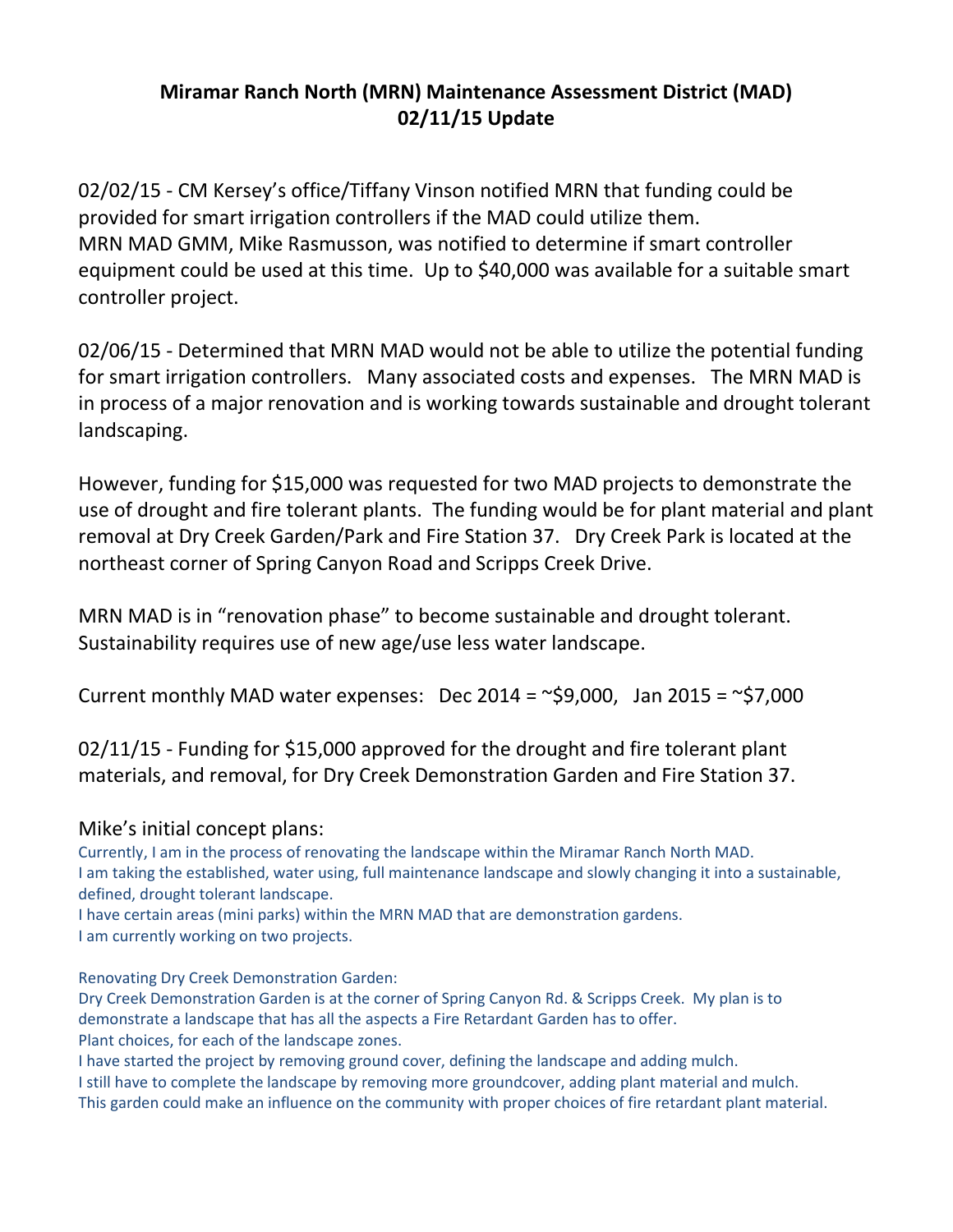# Miramar Ranch North (MRN) Maintenance Assessment District (MAD)
## 02/11/15 Update

02/02/15 - CM Kersey's office/Tiffany Vinson notified MRN that funding could be provided for smart irrigation controllers if the MAD could utilize them.
MRN MAD GMM, Mike Rasmusson, was notified to determine if smart controller equipment could be used at this time. Up to $40,000 was available for a suitable smart controller project.

02/06/15 - Determined that MRN MAD would not be able to utilize the potential funding for smart irrigation controllers. Many associated costs and expenses. The MRN MAD is in process of a major renovation and is working towards sustainable and drought tolerant landscaping.

However, funding for $15,000 was requested for two MAD projects to demonstrate the use of drought and fire tolerant plants. The funding would be for plant material and plant removal at Dry Creek Garden/Park and Fire Station 37. Dry Creek Park is located at the northeast corner of Spring Canyon Road and Scripps Creek Drive.

MRN MAD is in "renovation phase" to become sustainable and drought tolerant. Sustainability requires use of new age/use less water landscape.

Current monthly MAD water expenses: Dec 2014 = ~$9,000, Jan 2015 = ~$7,000

02/11/15 - Funding for $15,000 approved for the drought and fire tolerant plant materials, and removal, for Dry Creek Demonstration Garden and Fire Station 37.

Mike's initial concept plans:

Currently, I am in the process of renovating the landscape within the Miramar Ranch North MAD.
I am taking the established, water using, full maintenance landscape and slowly changing it into a sustainable, defined, drought tolerant landscape.
I have certain areas (mini parks) within the MRN MAD that are demonstration gardens.
I am currently working on two projects.

Renovating Dry Creek Demonstration Garden:
Dry Creek Demonstration Garden is at the corner of Spring Canyon Rd. & Scripps Creek. My plan is to demonstrate a landscape that has all the aspects a Fire Retardant Garden has to offer.
Plant choices, for each of the landscape zones.
I have started the project by removing ground cover, defining the landscape and adding mulch.
I still have to complete the landscape by removing more groundcover, adding plant material and mulch.
This garden could make an influence on the community with proper choices of fire retardant plant material.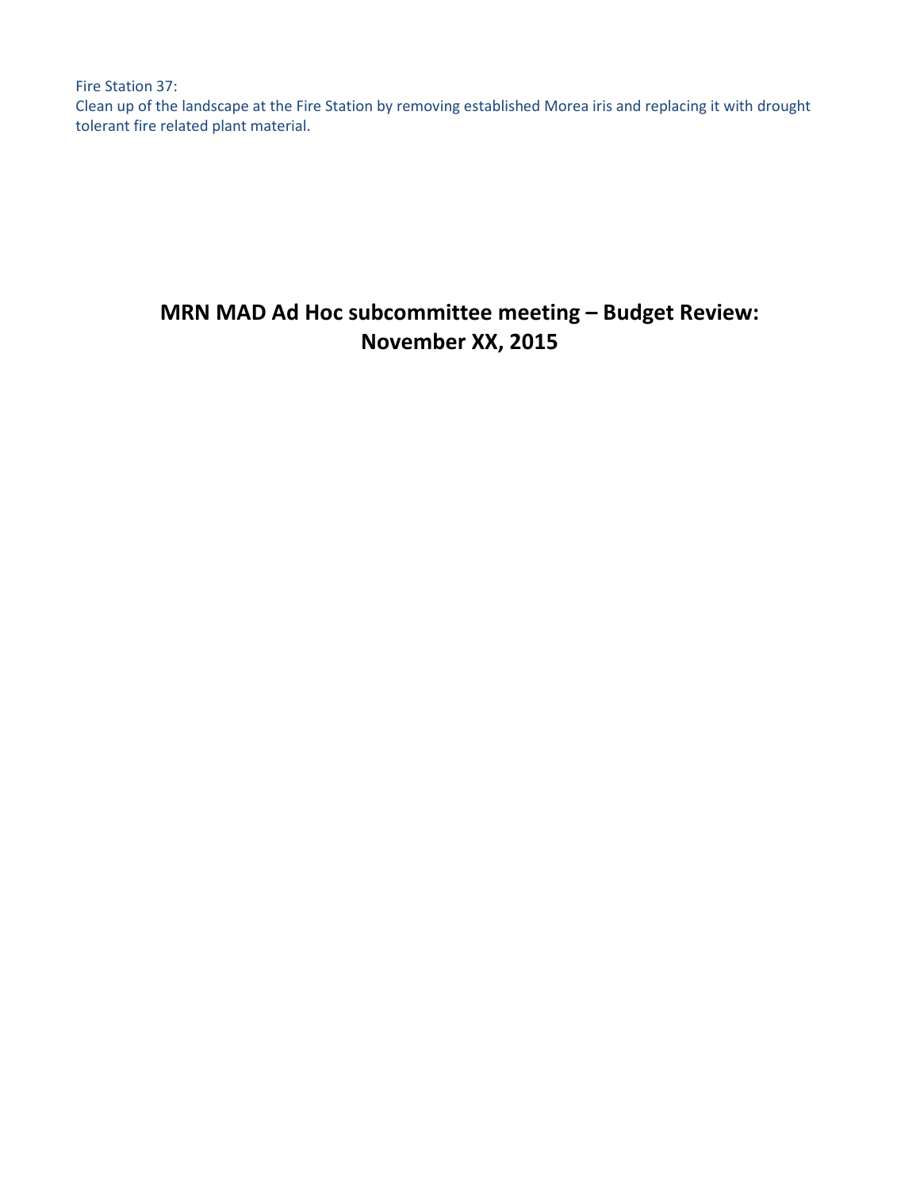Fire Station 37:
Clean up of the landscape at the Fire Station by removing established Morea iris and replacing it with drought tolerant fire related plant material.

## MRN MAD Ad Hoc subcommittee meeting – Budget Review: November XX, 2015